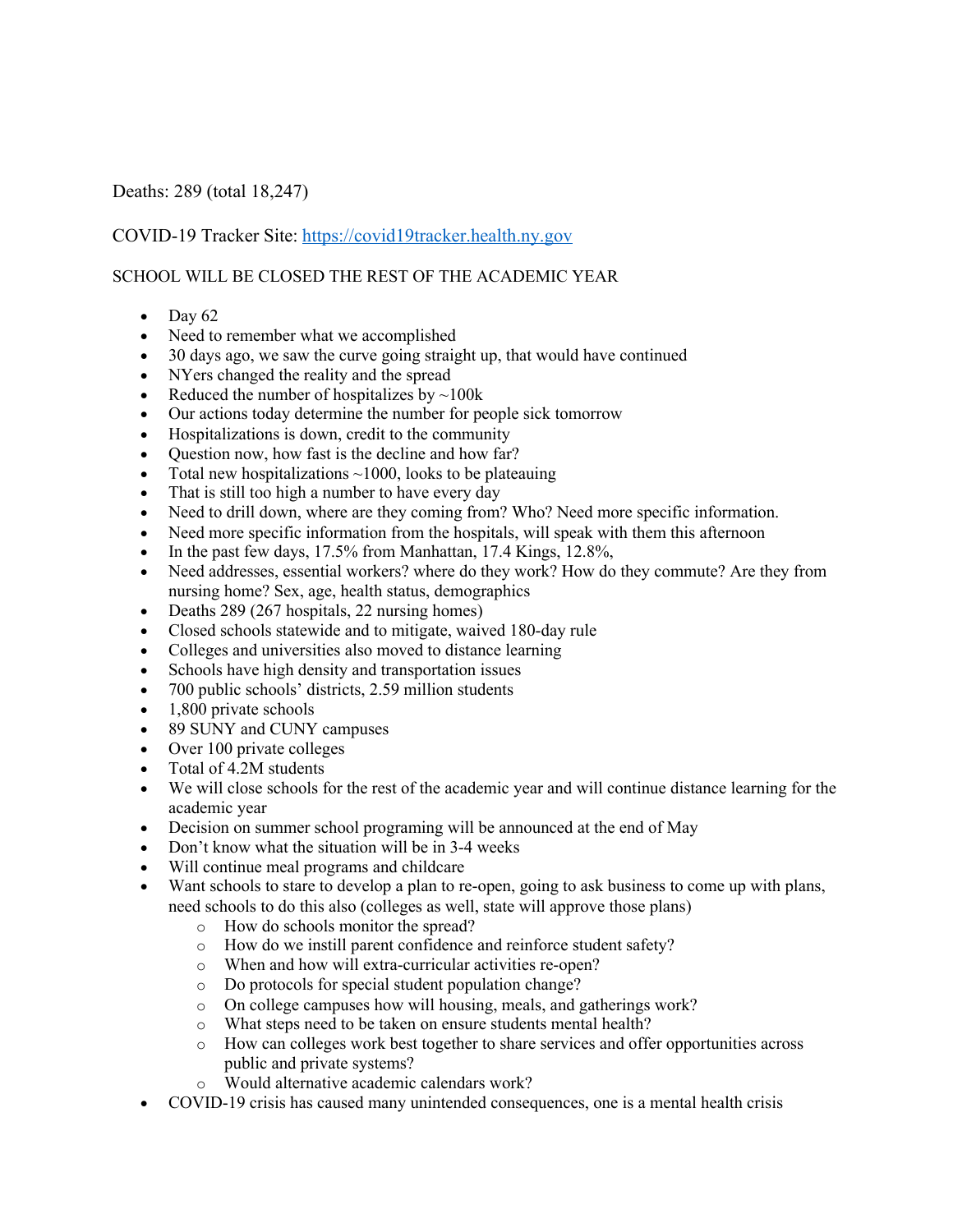Deaths: 289 (total 18,247)

COVID-19 Tracker Site: [https://covid19tracker.health.ny.gov](https://covid19tracker.health.ny.gov)

SCHOOL WILL BE CLOSED THE REST OF THE ACADEMIC YEAR

- Day 62
- Need to remember what we accomplished
- 30 days ago, we saw the curve going straight up, that would have continued
- NYers changed the reality and the spread
- Reduced the number of hospitalizes by ~100k
- Our actions today determine the number for people sick tomorrow
- Hospitalizations is down, credit to the community
- Question now, how fast is the decline and how far?
- Total new hospitalizations ~1000, looks to be plateauing
- That is still too high a number to have every day
- Need to drill down, where are they coming from? Who? Need more specific information.
- Need more specific information from the hospitals, will speak with them this afternoon
- In the past few days, 17.5% from Manhattan, 17.4 Kings, 12.8%,
- Need addresses, essential workers? where do they work? How do they commute? Are they from nursing home? Sex, age, health status, demographics
- Deaths 289 (267 hospitals, 22 nursing homes)
- Closed schools statewide and to mitigate, waived 180-day rule
- Colleges and universities also moved to distance learning
- Schools have high density and transportation issues
- 700 public schools' districts, 2.59 million students
- 1,800 private schools
- 89 SUNY and CUNY campuses
- Over 100 private colleges
- Total of 4.2M students
- We will close schools for the rest of the academic year and will continue distance learning for the academic year
- Decision on summer school programing will be announced at the end of May
- Don't know what the situation will be in 3-4 weeks
- Will continue meal programs and childcare
- Want schools to stare to develop a plan to re-open, going to ask business to come up with plans, need schools to do this also (colleges as well, state will approve those plans)
  - How do schools monitor the spread?
  - How do we instill parent confidence and reinforce student safety?
  - When and how will extra-curricular activities re-open?
  - Do protocols for special student population change?
  - On college campuses how will housing, meals, and gatherings work?
  - What steps need to be taken on ensure students mental health?
  - How can colleges work best together to share services and offer opportunities across public and private systems?
  - Would alternative academic calendars work?
- COVID-19 crisis has caused many unintended consequences, one is a mental health crisis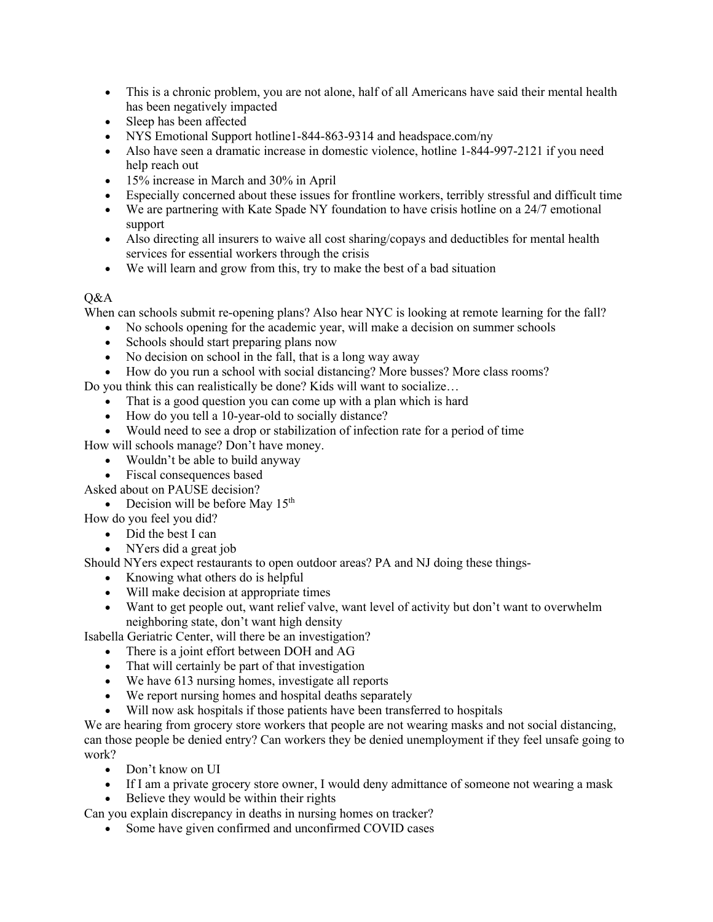- This is a chronic problem, you are not alone, half of all Americans have said their mental health has been negatively impacted
- Sleep has been affected
- NYS Emotional Support hotline1-844-863-9314 and headspace.com/ny
- Also have seen a dramatic increase in domestic violence, hotline 1-844-997-2121 if you need help reach out
- 15% increase in March and 30% in April
- Especially concerned about these issues for frontline workers, terribly stressful and difficult time
- We are partnering with Kate Spade NY foundation to have crisis hotline on a 24/7 emotional support
- Also directing all insurers to waive all cost sharing/copays and deductibles for mental health services for essential workers through the crisis
- We will learn and grow from this, try to make the best of a bad situation

Q&A

When can schools submit re-opening plans? Also hear NYC is looking at remote learning for the fall?

- No schools opening for the academic year, will make a decision on summer schools
- Schools should start preparing plans now
- No decision on school in the fall, that is a long way away
- How do you run a school with social distancing? More busses? More class rooms?

Do you think this can realistically be done? Kids will want to socialize…

- That is a good question you can come up with a plan which is hard
- How do you tell a 10-year-old to socially distance?
- Would need to see a drop or stabilization of infection rate for a period of time

How will schools manage? Don't have money.

- Wouldn't be able to build anyway
- Fiscal consequences based

Asked about on PAUSE decision?

- Decision will be before May 15th

How do you feel you did?

- Did the best I can
- NYers did a great job

Should NYers expect restaurants to open outdoor areas? PA and NJ doing these things-

- Knowing what others do is helpful
- Will make decision at appropriate times
- Want to get people out, want relief valve, want level of activity but don't want to overwhelm neighboring state, don't want high density

Isabella Geriatric Center, will there be an investigation?

- There is a joint effort between DOH and AG
- That will certainly be part of that investigation
- We have 613 nursing homes, investigate all reports
- We report nursing homes and hospital deaths separately
- Will now ask hospitals if those patients have been transferred to hospitals

We are hearing from grocery store workers that people are not wearing masks and not social distancing, can those people be denied entry? Can workers they be denied unemployment if they feel unsafe going to work?

- Don't know on UI
- If I am a private grocery store owner, I would deny admittance of someone not wearing a mask
- Believe they would be within their rights

Can you explain discrepancy in deaths in nursing homes on tracker?

- Some have given confirmed and unconfirmed COVID cases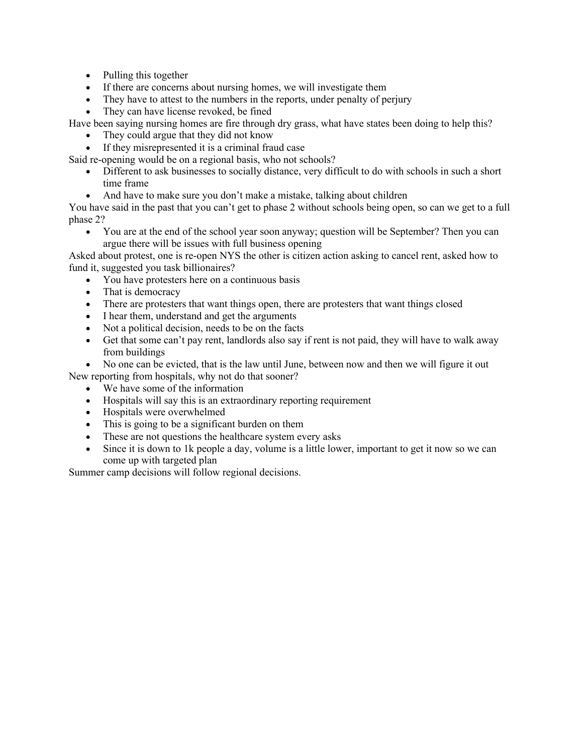- Pulling this together
- If there are concerns about nursing homes, we will investigate them
- They have to attest to the numbers in the reports, under penalty of perjury
- They can have license revoked, be fined

Have been saying nursing homes are fire through dry grass, what have states been doing to help this?

- They could argue that they did not know
- If they misrepresented it is a criminal fraud case

Said re-opening would be on a regional basis, who not schools?

- Different to ask businesses to socially distance, very difficult to do with schools in such a short time frame
- And have to make sure you don't make a mistake, talking about children

You have said in the past that you can't get to phase 2 without schools being open, so can we get to a full phase 2?

- You are at the end of the school year soon anyway; question will be September? Then you can argue there will be issues with full business opening

Asked about protest, one is re-open NYS the other is citizen action asking to cancel rent, asked how to fund it, suggested you task billionaires?

- You have protesters here on a continuous basis
- That is democracy
- There are protesters that want things open, there are protesters that want things closed
- I hear them, understand and get the arguments
- Not a political decision, needs to be on the facts
- Get that some can't pay rent, landlords also say if rent is not paid, they will have to walk away from buildings
- No one can be evicted, that is the law until June, between now and then we will figure it out

New reporting from hospitals, why not do that sooner?

- We have some of the information
- Hospitals will say this is an extraordinary reporting requirement
- Hospitals were overwhelmed
- This is going to be a significant burden on them
- These are not questions the healthcare system every asks
- Since it is down to 1k people a day, volume is a little lower, important to get it now so we can come up with targeted plan

Summer camp decisions will follow regional decisions.